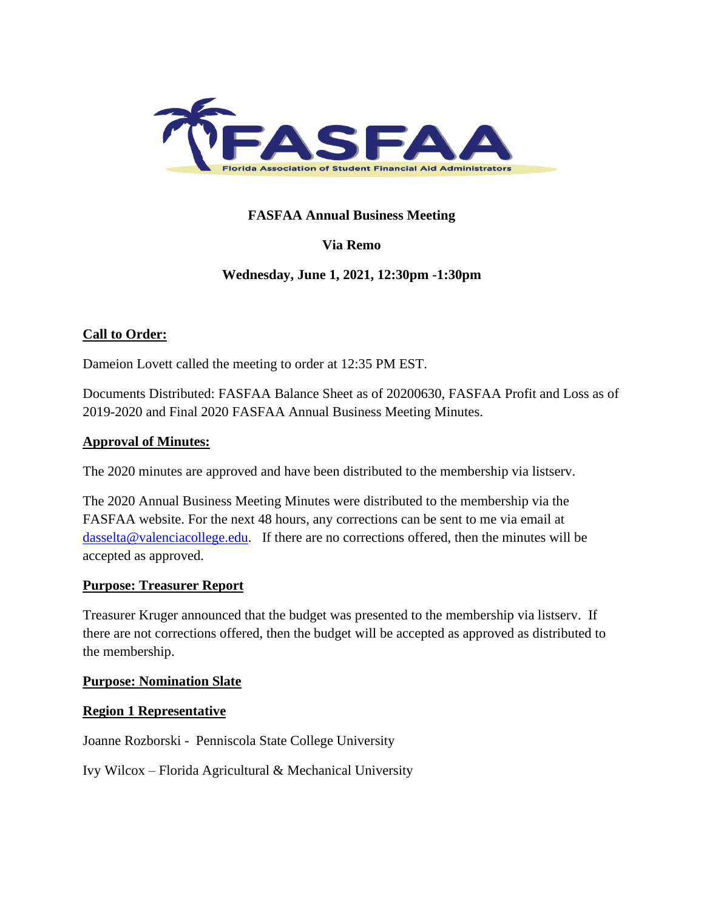FASFAA
Florida Association of Student Financial Aid Administrators

**FASFAA Annual Business Meeting**

**Via Remo**

**Wednesday, June 1, 2021, 12:30pm -1:30pm**

**Call to Order:**

Dameion Lovett called the meeting to order at 12:35 PM EST.

Documents Distributed: FASFAA Balance Sheet as of 20200630, FASFAA Profit and Loss as of 2019-2020 and Final 2020 FASFAA Annual Business Meeting Minutes.

**Approval of Minutes:**

The 2020 minutes are approved and have been distributed to the membership via listserv.

The 2020 Annual Business Meeting Minutes were distributed to the membership via the FASFAA website. For the next 48 hours, any corrections can be sent to me via email at dasselta@valenciacollege.edu. If there are no corrections offered, then the minutes will be accepted as approved.

**Purpose: Treasurer Report**

Treasurer Kruger announced that the budget was presented to the membership via listserv. If there are not corrections offered, then the budget will be accepted as approved as distributed to the membership.

**Purpose: Nomination Slate**

**Region 1 Representative**

Joanne Rozborski - Penniscola State College University

Ivy Wilcox – Florida Agricultural & Mechanical University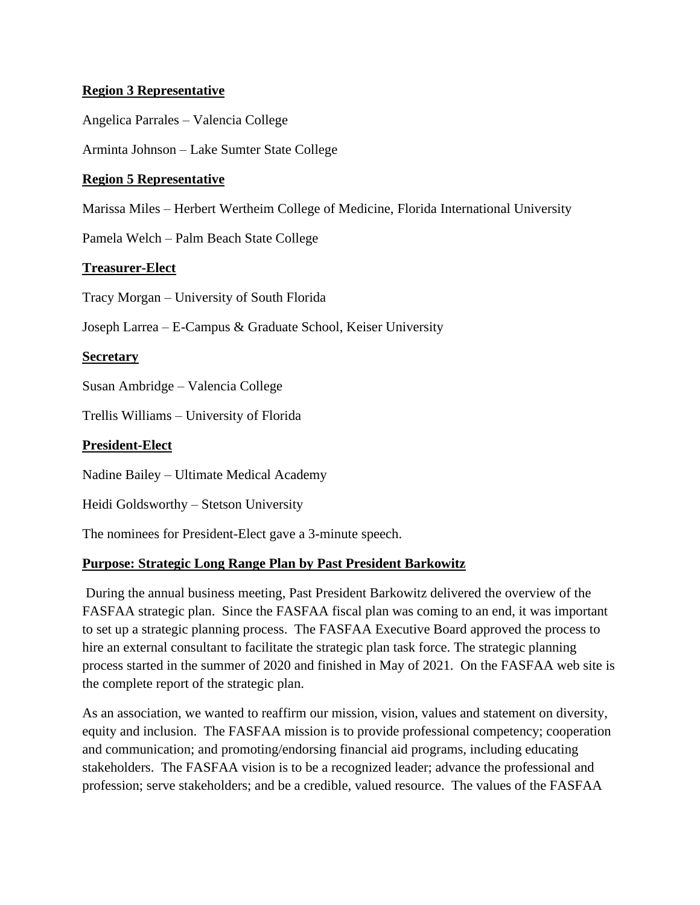**Region 3 Representative**

Angelica Parrales – Valencia College

Arminta Johnson – Lake Sumter State College

**Region 5 Representative**

Marissa Miles – Herbert Wertheim College of Medicine, Florida International University

Pamela Welch – Palm Beach State College

**Treasurer-Elect**

Tracy Morgan – University of South Florida

Joseph Larrea – E-Campus & Graduate School, Keiser University

**Secretary**

Susan Ambridge – Valencia College

Trellis Williams – University of Florida

**President-Elect**

Nadine Bailey – Ultimate Medical Academy

Heidi Goldsworthy – Stetson University

The nominees for President-Elect gave a 3-minute speech.

**Purpose: Strategic Long Range Plan by Past President Barkowitz**

During the annual business meeting, Past President Barkowitz delivered the overview of the FASFAA strategic plan. Since the FASFAA fiscal plan was coming to an end, it was important to set up a strategic planning process. The FASFAA Executive Board approved the process to hire an external consultant to facilitate the strategic plan task force. The strategic planning process started in the summer of 2020 and finished in May of 2021. On the FASFAA web site is the complete report of the strategic plan.

As an association, we wanted to reaffirm our mission, vision, values and statement on diversity, equity and inclusion. The FASFAA mission is to provide professional competency; cooperation and communication; and promoting/endorsing financial aid programs, including educating stakeholders. The FASFAA vision is to be a recognized leader; advance the professional and profession; serve stakeholders; and be a credible, valued resource. The values of the FASFAA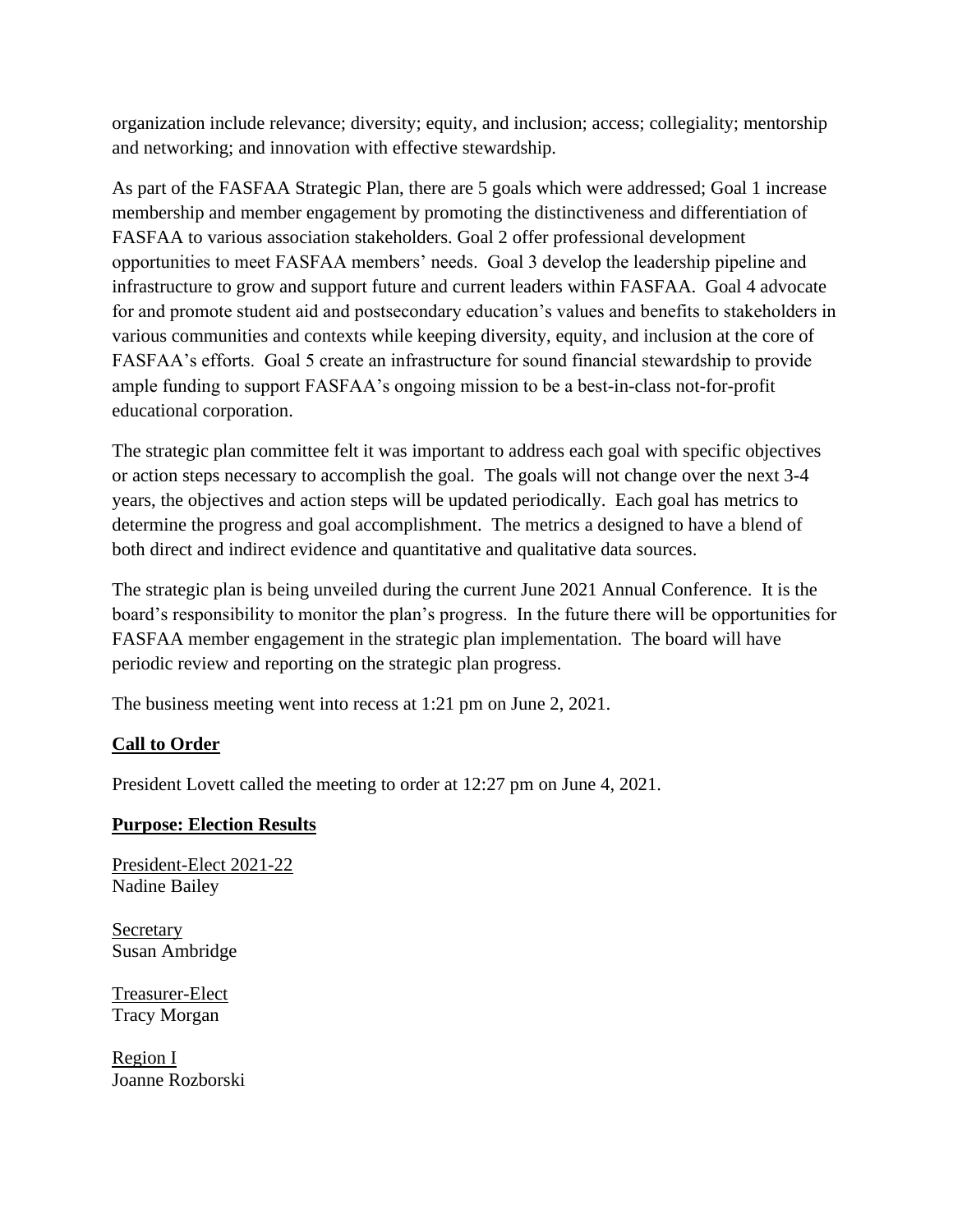organization include relevance; diversity; equity, and inclusion; access; collegiality; mentorship and networking; and innovation with effective stewardship.

As part of the FASFAA Strategic Plan, there are 5 goals which were addressed; Goal 1 increase membership and member engagement by promoting the distinctiveness and differentiation of FASFAA to various association stakeholders. Goal 2 offer professional development opportunities to meet FASFAA members' needs. Goal 3 develop the leadership pipeline and infrastructure to grow and support future and current leaders within FASFAA. Goal 4 advocate for and promote student aid and postsecondary education's values and benefits to stakeholders in various communities and contexts while keeping diversity, equity, and inclusion at the core of FASFAA's efforts. Goal 5 create an infrastructure for sound financial stewardship to provide ample funding to support FASFAA's ongoing mission to be a best-in-class not-for-profit educational corporation.

The strategic plan committee felt it was important to address each goal with specific objectives or action steps necessary to accomplish the goal. The goals will not change over the next 3-4 years, the objectives and action steps will be updated periodically. Each goal has metrics to determine the progress and goal accomplishment. The metrics a designed to have a blend of both direct and indirect evidence and quantitative and qualitative data sources.

The strategic plan is being unveiled during the current June 2021 Annual Conference. It is the board's responsibility to monitor the plan's progress. In the future there will be opportunities for FASFAA member engagement in the strategic plan implementation. The board will have periodic review and reporting on the strategic plan progress.

The business meeting went into recess at 1:21 pm on June 2, 2021.

**Call to Order**

President Lovett called the meeting to order at 12:27 pm on June 4, 2021.

**Purpose: Election Results**

President-Elect 2021-22
Nadine Bailey

Secretary
Susan Ambridge

Treasurer-Elect
Tracy Morgan

Region I
Joanne Rozborski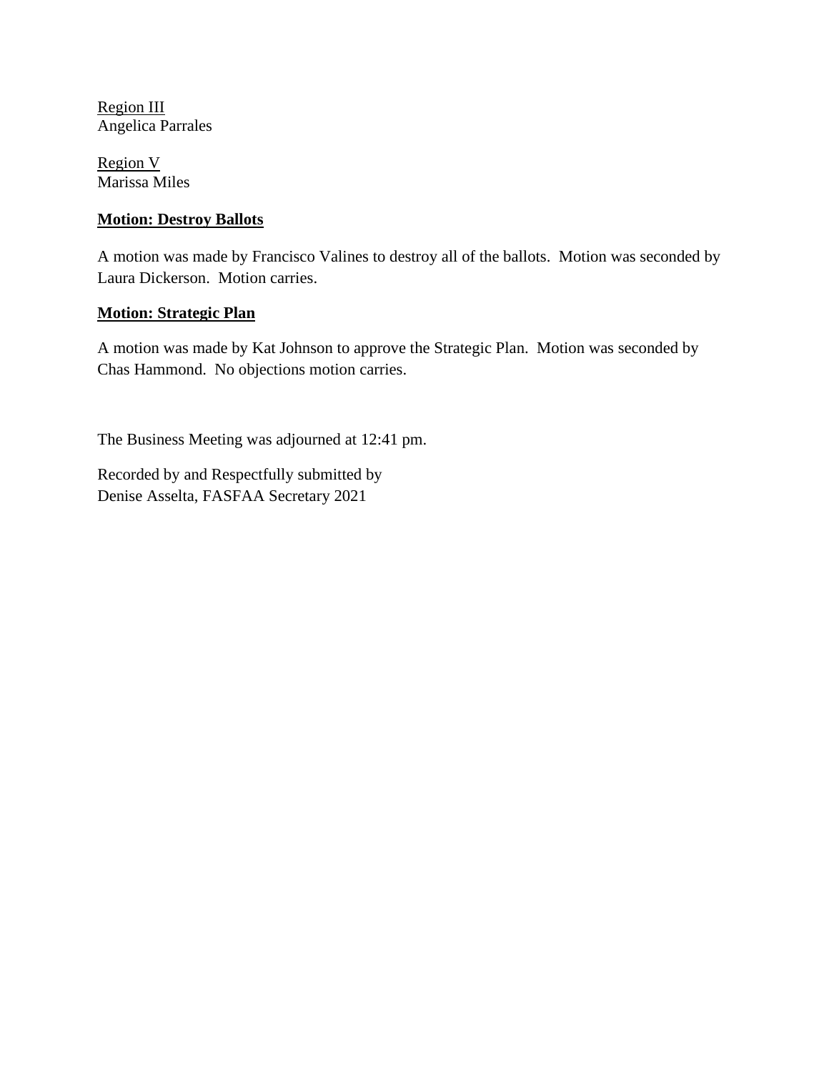Region III
Angelica Parrales

Region V
Marissa Miles

**Motion: Destroy Ballots**

A motion was made by Francisco Valines to destroy all of the ballots. Motion was seconded by Laura Dickerson. Motion carries.

**Motion: Strategic Plan**

A motion was made by Kat Johnson to approve the Strategic Plan. Motion was seconded by Chas Hammond. No objections motion carries.

The Business Meeting was adjourned at 12:41 pm.

Recorded by and Respectfully submitted by
Denise Asselta, FASFAA Secretary 2021